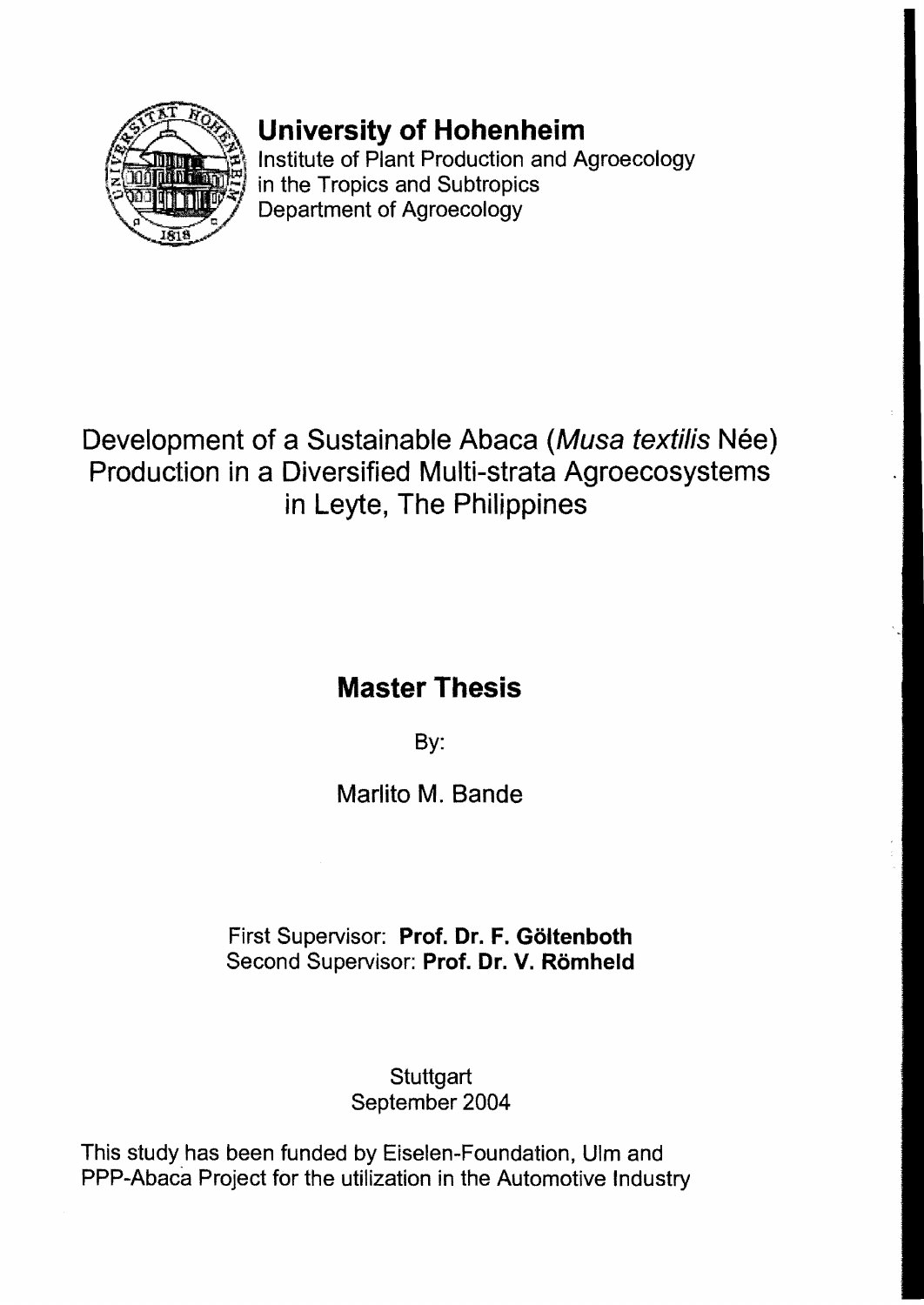# University of Hohenheim

Institute of Plant Production and Agroecology
in the Tropics and Subtropics
Department of Agroecology

## Development of a Sustainable Abaca (*Musa textilis* Née) Production in a Diversified Multi-strata Agroecosystems in Leyte, The Philippines

## Master Thesis

By:

Marlito M. Bande

First Supervisor: **Prof. Dr. F. Göltenboth**
Second Supervisor: **Prof. Dr. V. Römheld**

Stuttgart
September 2004

This study has been funded by Eiselen-Foundation, Ulm and PPP-Abaca Project for the utilization in the Automotive Industry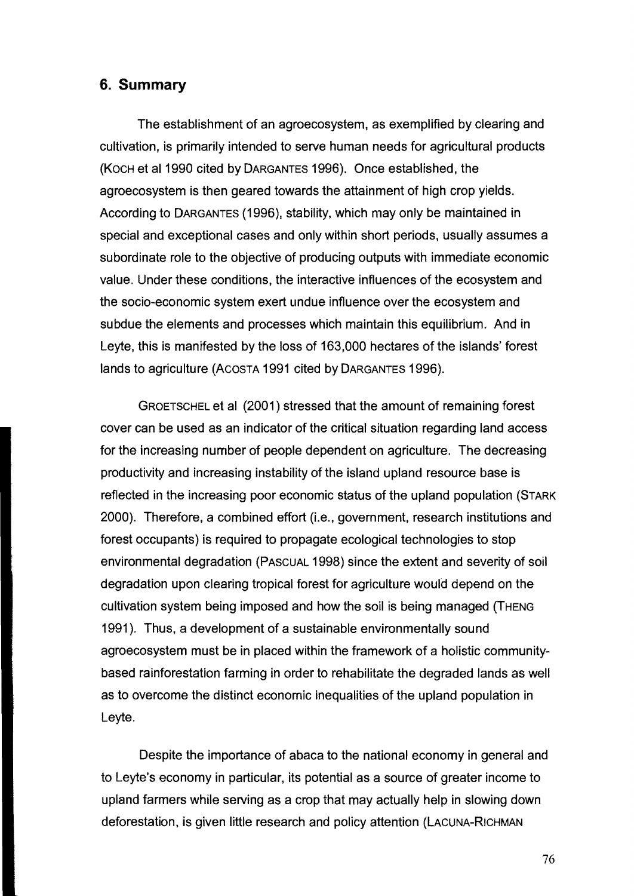## 6. Summary

The establishment of an agroecosystem, as exemplified by clearing and cultivation, is primarily intended to serve human needs for agricultural products (KOCH et al 1990 cited by DARGANTES 1996). Once established, the agroecosystem is then geared towards the attainment of high crop yields. According to DARGANTES (1996), stability, which may only be maintained in special and exceptional cases and only within short periods, usually assumes a subordinate role to the objective of producing outputs with immediate economic value. Under these conditions, the interactive influences of the ecosystem and the socio-economic system exert undue influence over the ecosystem and subdue the elements and processes which maintain this equilibrium. And in Leyte, this is manifested by the loss of 163,000 hectares of the islands' forest lands to agriculture (ACOSTA 1991 cited by DARGANTES 1996).

GROETSCHEL et al (2001) stressed that the amount of remaining forest cover can be used as an indicator of the critical situation regarding land access for the increasing number of people dependent on agriculture. The decreasing productivity and increasing instability of the island upland resource base is reflected in the increasing poor economic status of the upland population (STARK 2000). Therefore, a combined effort (i.e., government, research institutions and forest occupants) is required to propagate ecological technologies to stop environmental degradation (PASCUAL 1998) since the extent and severity of soil degradation upon clearing tropical forest for agriculture would depend on the cultivation system being imposed and how the soil is being managed (THENG 1991). Thus, a development of a sustainable environmentally sound agroecosystem must be in placed within the framework of a holistic community-based rainforestation farming in order to rehabilitate the degraded lands as well as to overcome the distinct economic inequalities of the upland population in Leyte.

Despite the importance of abaca to the national economy in general and to Leyte's economy in particular, its potential as a source of greater income to upland farmers while serving as a crop that may actually help in slowing down deforestation, is given little research and policy attention (LACUNA-RICHMAN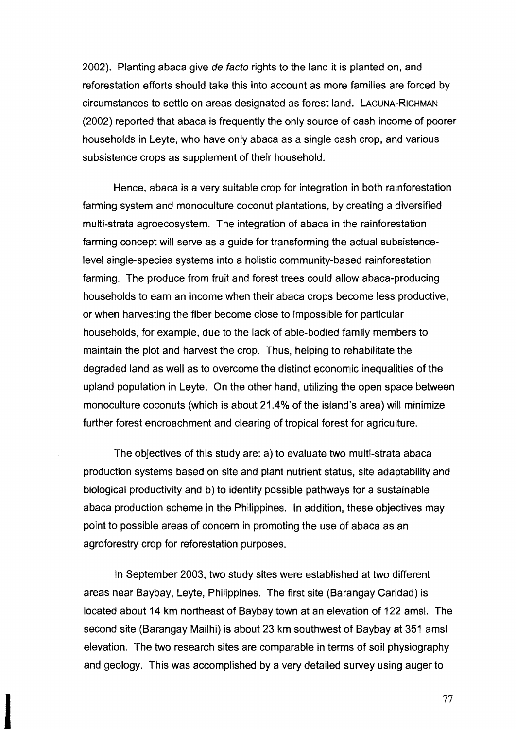2002). Planting abaca give *de facto* rights to the land it is planted on, and reforestation efforts should take this into account as more families are forced by circumstances to settle on areas designated as forest land. LACUNA-RICHMAN (2002) reported that abaca is frequently the only source of cash income of poorer households in Leyte, who have only abaca as a single cash crop, and various subsistence crops as supplement of their household.

Hence, abaca is a very suitable crop for integration in both rainforestation farming system and monoculture coconut plantations, by creating a diversified multi-strata agroecosystem. The integration of abaca in the rainforestation farming concept will serve as a guide for transforming the actual subsistence-level single-species systems into a holistic community-based rainforestation farming. The produce from fruit and forest trees could allow abaca-producing households to earn an income when their abaca crops become less productive, or when harvesting the fiber become close to impossible for particular households, for example, due to the lack of able-bodied family members to maintain the plot and harvest the crop. Thus, helping to rehabilitate the degraded land as well as to overcome the distinct economic inequalities of the upland population in Leyte. On the other hand, utilizing the open space between monoculture coconuts (which is about 21.4% of the island's area) will minimize further forest encroachment and clearing of tropical forest for agriculture.

The objectives of this study are: a) to evaluate two multi-strata abaca production systems based on site and plant nutrient status, site adaptability and biological productivity and b) to identify possible pathways for a sustainable abaca production scheme in the Philippines. In addition, these objectives may point to possible areas of concern in promoting the use of abaca as an agroforestry crop for reforestation purposes.

In September 2003, two study sites were established at two different areas near Baybay, Leyte, Philippines. The first site (Barangay Caridad) is located about 14 km northeast of Baybay town at an elevation of 122 amsl. The second site (Barangay Mailhi) is about 23 km southwest of Baybay at 351 amsl elevation. The two research sites are comparable in terms of soil physiography and geology. This was accomplished by a very detailed survey using auger to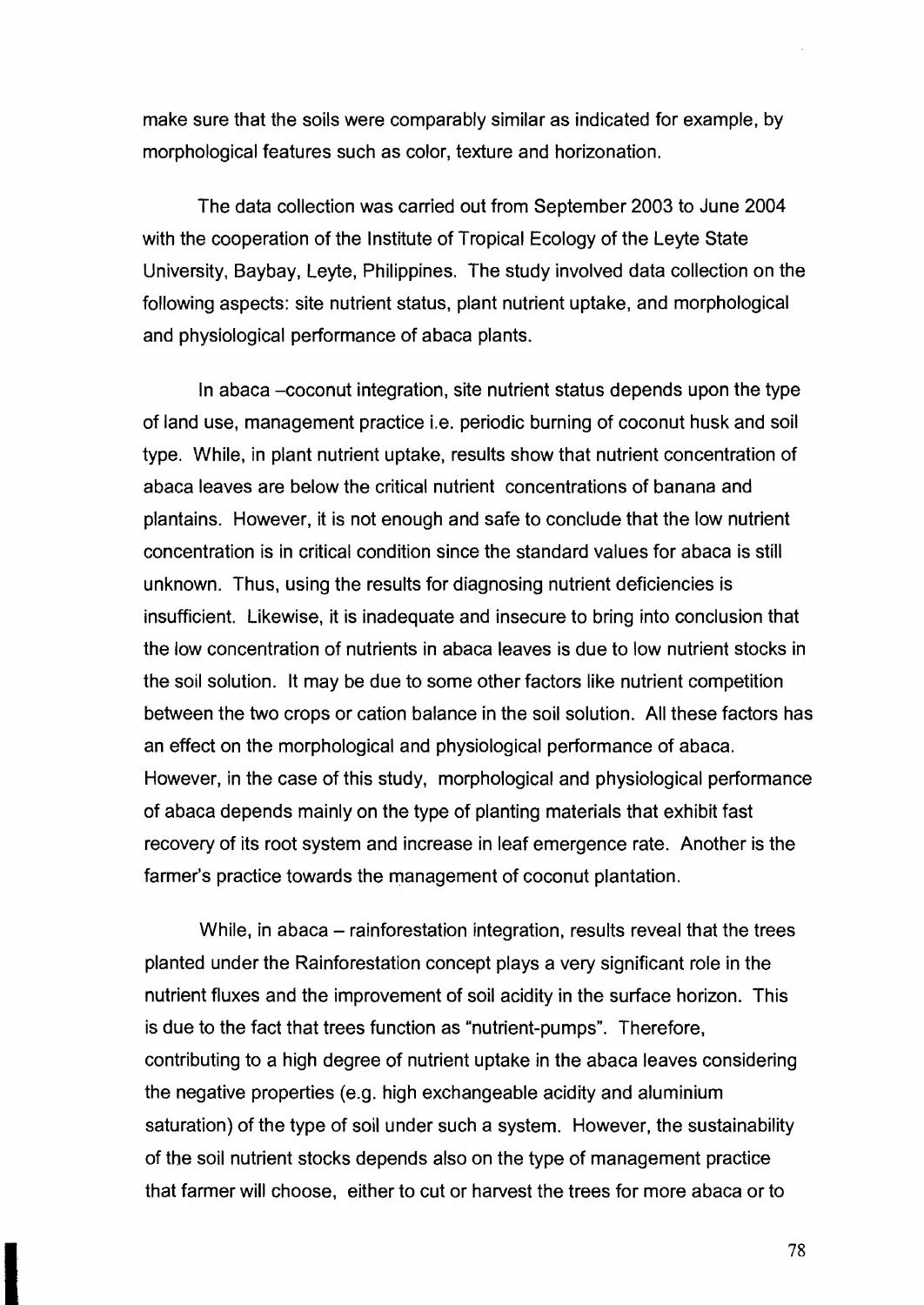make sure that the soils were comparably similar as indicated for example, by morphological features such as color, texture and horizonation.

The data collection was carried out from September 2003 to June 2004 with the cooperation of the Institute of Tropical Ecology of the Leyte State University, Baybay, Leyte, Philippines. The study involved data collection on the following aspects: site nutrient status, plant nutrient uptake, and morphological and physiological performance of abaca plants.

In abaca –coconut integration, site nutrient status depends upon the type of land use, management practice i.e. periodic burning of coconut husk and soil type. While, in plant nutrient uptake, results show that nutrient concentration of abaca leaves are below the critical nutrient concentrations of banana and plantains. However, it is not enough and safe to conclude that the low nutrient concentration is in critical condition since the standard values for abaca is still unknown. Thus, using the results for diagnosing nutrient deficiencies is insufficient. Likewise, it is inadequate and insecure to bring into conclusion that the low concentration of nutrients in abaca leaves is due to low nutrient stocks in the soil solution. It may be due to some other factors like nutrient competition between the two crops or cation balance in the soil solution. All these factors has an effect on the morphological and physiological performance of abaca. However, in the case of this study, morphological and physiological performance of abaca depends mainly on the type of planting materials that exhibit fast recovery of its root system and increase in leaf emergence rate. Another is the farmer's practice towards the management of coconut plantation.

While, in abaca – rainforestation integration, results reveal that the trees planted under the Rainforestation concept plays a very significant role in the nutrient fluxes and the improvement of soil acidity in the surface horizon. This is due to the fact that trees function as "nutrient-pumps". Therefore, contributing to a high degree of nutrient uptake in the abaca leaves considering the negative properties (e.g. high exchangeable acidity and aluminium saturation) of the type of soil under such a system. However, the sustainability of the soil nutrient stocks depends also on the type of management practice that farmer will choose, either to cut or harvest the trees for more abaca or to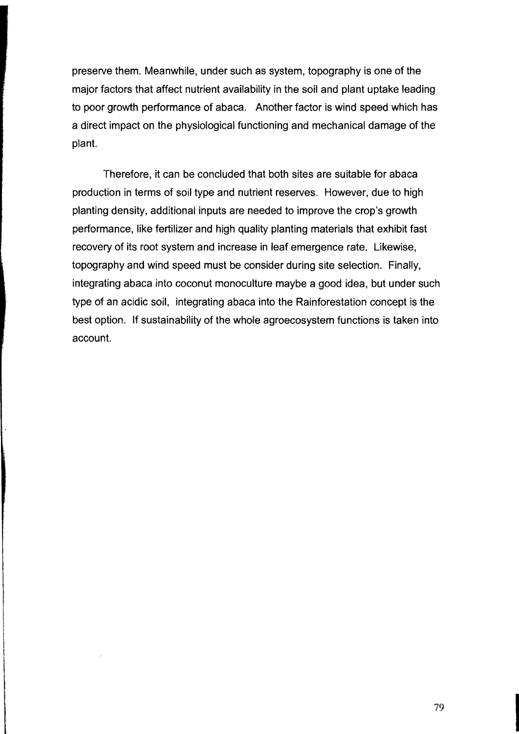preserve them. Meanwhile, under such as system, topography is one of the major factors that affect nutrient availability in the soil and plant uptake leading to poor growth performance of abaca. Another factor is wind speed which has a direct impact on the physiological functioning and mechanical damage of the plant.

Therefore, it can be concluded that both sites are suitable for abaca production in terms of soil type and nutrient reserves. However, due to high planting density, additional inputs are needed to improve the crop's growth performance, like fertilizer and high quality planting materials that exhibit fast recovery of its root system and increase in leaf emergence rate. Likewise, topography and wind speed must be consider during site selection. Finally, integrating abaca into coconut monoculture maybe a good idea, but under such type of an acidic soil, integrating abaca into the Rainforestation concept is the best option. If sustainability of the whole agroecosystem functions is taken into account.